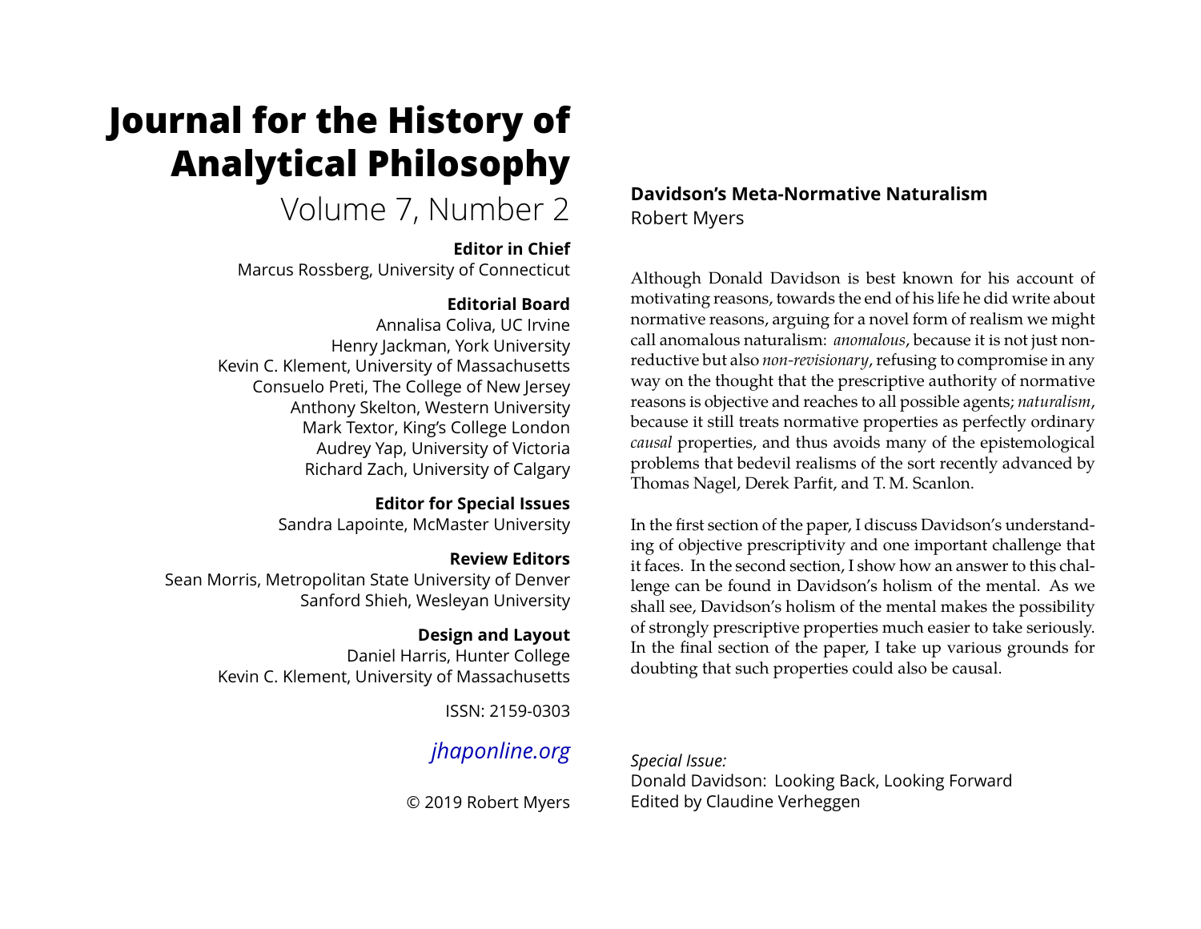# Journal for the History of Analytical Philosophy

Volume 7, Number 2

**Editor in Chief**
Marcus Rossberg, University of Connecticut

**Editorial Board**
Annalisa Coliva, UC Irvine
Henry Jackman, York University
Kevin C. Klement, University of Massachusetts
Consuelo Preti, The College of New Jersey
Anthony Skelton, Western University
Mark Textor, King's College London
Audrey Yap, University of Victoria
Richard Zach, University of Calgary

**Editor for Special Issues**
Sandra Lapointe, McMaster University

**Review Editors**
Sean Morris, Metropolitan State University of Denver
Sanford Shieh, Wesleyan University

**Design and Layout**
Daniel Harris, Hunter College
Kevin C. Klement, University of Massachusetts

ISSN: 2159-0303

*jhaponline.org*

© 2019 Robert Myers

## Davidson's Meta-Normative Naturalism

Robert Myers

Although Donald Davidson is best known for his account of motivating reasons, towards the end of his life he did write about normative reasons, arguing for a novel form of realism we might call anomalous naturalism: *anomalous*, because it is not just non-reductive but also *non-revisionary*, refusing to compromise in any way on the thought that the prescriptive authority of normative reasons is objective and reaches to all possible agents; *naturalism*, because it still treats normative properties as perfectly ordinary *causal* properties, and thus avoids many of the epistemological problems that bedevil realisms of the sort recently advanced by Thomas Nagel, Derek Parfit, and T. M. Scanlon.

In the first section of the paper, I discuss Davidson's understanding of objective prescriptivity and one important challenge that it faces. In the second section, I show how an answer to this challenge can be found in Davidson's holism of the mental. As we shall see, Davidson's holism of the mental makes the possibility of strongly prescriptive properties much easier to take seriously. In the final section of the paper, I take up various grounds for doubting that such properties could also be causal.

*Special Issue:*
Donald Davidson: Looking Back, Looking Forward
Edited by Claudine Verheggen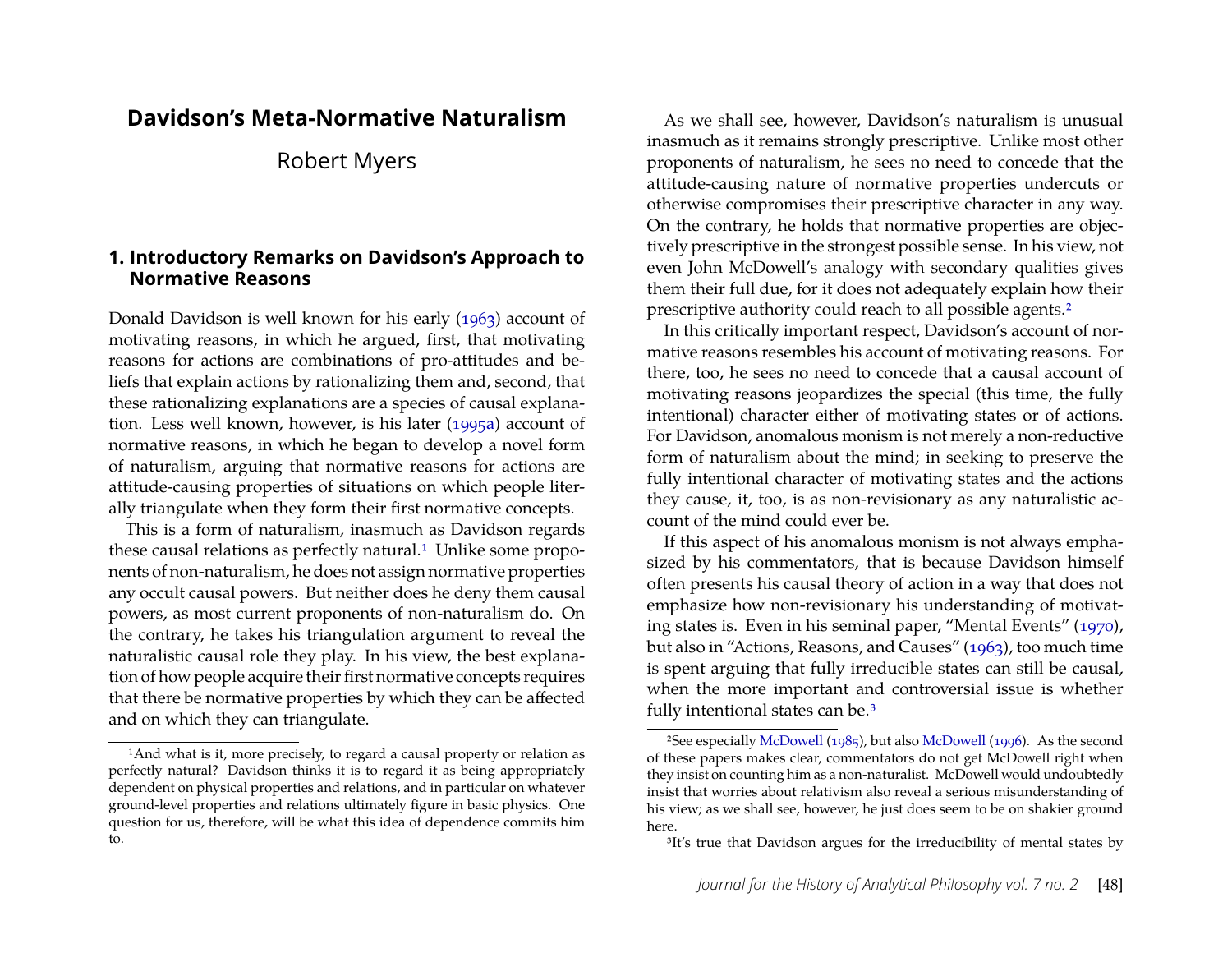# Davidson's Meta-Normative Naturalism

Robert Myers

## 1. Introductory Remarks on Davidson's Approach to Normative Reasons

Donald Davidson is well known for his early (1963) account of motivating reasons, in which he argued, first, that motivating reasons for actions are combinations of pro-attitudes and beliefs that explain actions by rationalizing them and, second, that these rationalizing explanations are a species of causal explanation. Less well known, however, is his later (1995a) account of normative reasons, in which he began to develop a novel form of naturalism, arguing that normative reasons for actions are attitude-causing properties of situations on which people literally triangulate when they form their first normative concepts.

This is a form of naturalism, inasmuch as Davidson regards these causal relations as perfectly natural.[1] Unlike some proponents of non-naturalism, he does not assign normative properties any occult causal powers. But neither does he deny them causal powers, as most current proponents of non-naturalism do. On the contrary, he takes his triangulation argument to reveal the naturalistic causal role they play. In his view, the best explanation of how people acquire their first normative concepts requires that there be normative properties by which they can be affected and on which they can triangulate.

As we shall see, however, Davidson's naturalism is unusual inasmuch as it remains strongly prescriptive. Unlike most other proponents of naturalism, he sees no need to concede that the attitude-causing nature of normative properties undercuts or otherwise compromises their prescriptive character in any way. On the contrary, he holds that normative properties are objectively prescriptive in the strongest possible sense. In his view, not even John McDowell's analogy with secondary qualities gives them their full due, for it does not adequately explain how their prescriptive authority could reach to all possible agents.[2]

In this critically important respect, Davidson's account of normative reasons resembles his account of motivating reasons. For there, too, he sees no need to concede that a causal account of motivating reasons jeopardizes the special (this time, the fully intentional) character either of motivating states or of actions. For Davidson, anomalous monism is not merely a non-reductive form of naturalism about the mind; in seeking to preserve the fully intentional character of motivating states and the actions they cause, it, too, is as non-revisionary as any naturalistic account of the mind could ever be.

If this aspect of his anomalous monism is not always emphasized by his commentators, that is because Davidson himself often presents his causal theory of action in a way that does not emphasize how non-revisionary his understanding of motivating states is. Even in his seminal paper, "Mental Events" (1970), but also in "Actions, Reasons, and Causes" (1963), too much time is spent arguing that fully irreducible states can still be causal, when the more important and controversial issue is whether fully intentional states can be.[3]

---

[1] And what is it, more precisely, to regard a causal property or relation as perfectly natural? Davidson thinks it is to regard it as being appropriately dependent on physical properties and relations, and in particular on whatever ground-level properties and relations ultimately figure in basic physics. One question for us, therefore, will be what this idea of dependence commits him to.

[2] See especially McDowell (1985), but also McDowell (1996). As the second of these papers makes clear, commentators do not get McDowell right when they insist on counting him as a non-naturalist. McDowell would undoubtedly insist that worries about relativism also reveal a serious misunderstanding of his view; as we shall see, however, he just does seem to be on shakier ground here.

[3] It's true that Davidson argues for the irreducibility of mental states by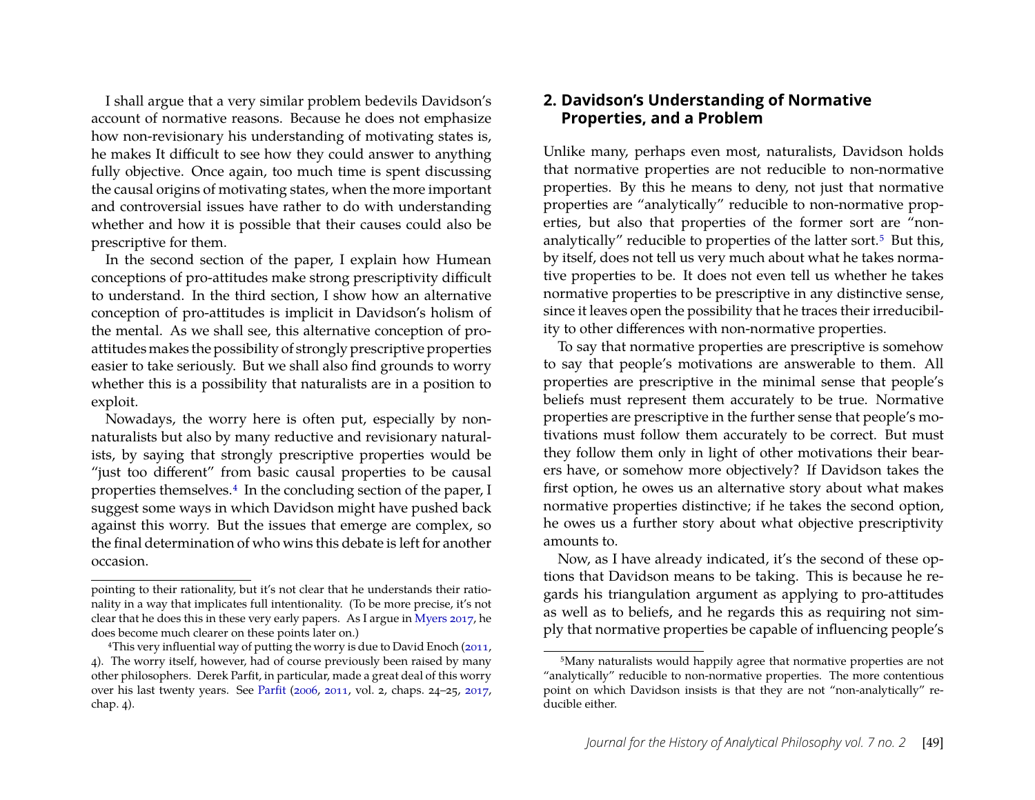I shall argue that a very similar problem bedevils Davidson's account of normative reasons. Because he does not emphasize how non-revisionary his understanding of motivating states is, he makes It difficult to see how they could answer to anything fully objective. Once again, too much time is spent discussing the causal origins of motivating states, when the more important and controversial issues have rather to do with understanding whether and how it is possible that their causes could also be prescriptive for them.

In the second section of the paper, I explain how Humean conceptions of pro-attitudes make strong prescriptivity difficult to understand. In the third section, I show how an alternative conception of pro-attitudes is implicit in Davidson's holism of the mental. As we shall see, this alternative conception of pro-attitudes makes the possibility of strongly prescriptive properties easier to take seriously. But we shall also find grounds to worry whether this is a possibility that naturalists are in a position to exploit.

Nowadays, the worry here is often put, especially by non-naturalists but also by many reductive and revisionary naturalists, by saying that strongly prescriptive properties would be "just too different" from basic causal properties to be causal properties themselves.[4] In the concluding section of the paper, I suggest some ways in which Davidson might have pushed back against this worry. But the issues that emerge are complex, so the final determination of who wins this debate is left for another occasion.

pointing to their rationality, but it's not clear that he understands their rationality in a way that implicates full intentionality. (To be more precise, it's not clear that he does this in these very early papers. As I argue in Myers 2017, he does become much clearer on these points later on.)

[4] This very influential way of putting the worry is due to David Enoch (2011, 4). The worry itself, however, had of course previously been raised by many other philosophers. Derek Parfit, in particular, made a great deal of this worry over his last twenty years. See Parfit (2006, 2011, vol. 2, chaps. 24–25, 2017, chap. 4).

## 2. Davidson's Understanding of Normative Properties, and a Problem

Unlike many, perhaps even most, naturalists, Davidson holds that normative properties are not reducible to non-normative properties. By this he means to deny, not just that normative properties are "analytically" reducible to non-normative properties, but also that properties of the former sort are "non-analytically" reducible to properties of the latter sort.[5] But this, by itself, does not tell us very much about what he takes normative properties to be. It does not even tell us whether he takes normative properties to be prescriptive in any distinctive sense, since it leaves open the possibility that he traces their irreducibility to other differences with non-normative properties.

To say that normative properties are prescriptive is somehow to say that people's motivations are answerable to them. All properties are prescriptive in the minimal sense that people's beliefs must represent them accurately to be true. Normative properties are prescriptive in the further sense that people's motivations must follow them accurately to be correct. But must they follow them only in light of other motivations their bearers have, or somehow more objectively? If Davidson takes the first option, he owes us an alternative story about what makes normative properties distinctive; if he takes the second option, he owes us a further story about what objective prescriptivity amounts to.

Now, as I have already indicated, it's the second of these options that Davidson means to be taking. This is because he regards his triangulation argument as applying to pro-attitudes as well as to beliefs, and he regards this as requiring not simply that normative properties be capable of influencing people's

[5] Many naturalists would happily agree that normative properties are not "analytically" reducible to non-normative properties. The more contentious point on which Davidson insists is that they are not "non-analytically" reducible either.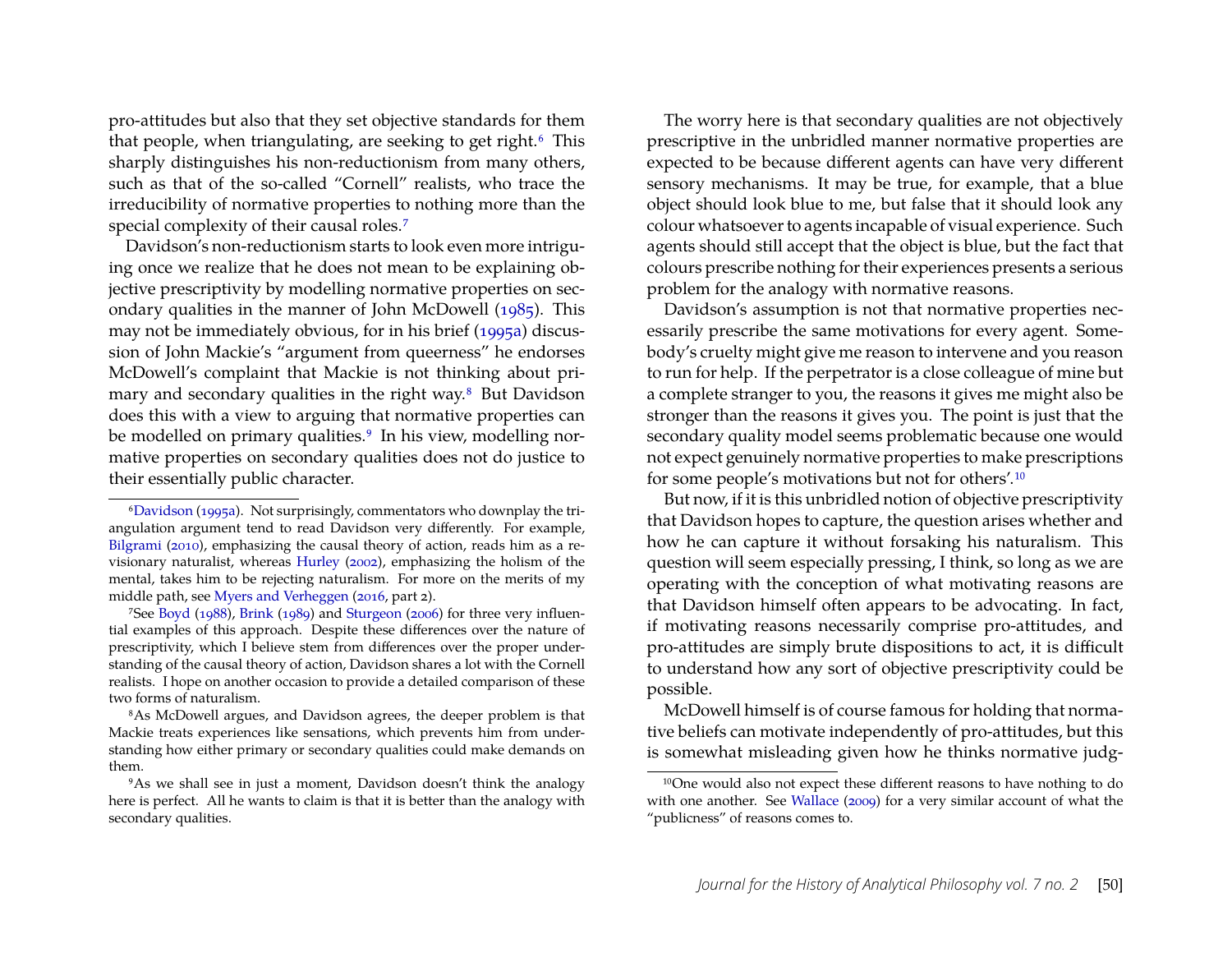pro-attitudes but also that they set objective standards for them that people, when triangulating, are seeking to get right.[6] This sharply distinguishes his non-reductionism from many others, such as that of the so-called "Cornell" realists, who trace the irreducibility of normative properties to nothing more than the special complexity of their causal roles.[7]

Davidson's non-reductionism starts to look even more intriguing once we realize that he does not mean to be explaining objective prescriptivity by modelling normative properties on secondary qualities in the manner of John McDowell (1985). This may not be immediately obvious, for in his brief (1995a) discussion of John Mackie's "argument from queerness" he endorses McDowell's complaint that Mackie is not thinking about primary and secondary qualities in the right way.[8] But Davidson does this with a view to arguing that normative properties can be modelled on primary qualities.[9] In his view, modelling normative properties on secondary qualities does not do justice to their essentially public character.

The worry here is that secondary qualities are not objectively prescriptive in the unbridled manner normative properties are expected to be because different agents can have very different sensory mechanisms. It may be true, for example, that a blue object should look blue to me, but false that it should look any colour whatsoever to agents incapable of visual experience. Such agents should still accept that the object is blue, but the fact that colours prescribe nothing for their experiences presents a serious problem for the analogy with normative reasons.

Davidson's assumption is not that normative properties necessarily prescribe the same motivations for every agent. Somebody's cruelty might give me reason to intervene and you reason to run for help. If the perpetrator is a close colleague of mine but a complete stranger to you, the reasons it gives me might also be stronger than the reasons it gives you. The point is just that the secondary quality model seems problematic because one would not expect genuinely normative properties to make prescriptions for some people's motivations but not for others'.[10]

But now, if it is this unbridled notion of objective prescriptivity that Davidson hopes to capture, the question arises whether and how he can capture it without forsaking his naturalism. This question will seem especially pressing, I think, so long as we are operating with the conception of what motivating reasons are that Davidson himself often appears to be advocating. In fact, if motivating reasons necessarily comprise pro-attitudes, and pro-attitudes are simply brute dispositions to act, it is difficult to understand how any sort of objective prescriptivity could be possible.

McDowell himself is of course famous for holding that normative beliefs can motivate independently of pro-attitudes, but this is somewhat misleading given how he thinks normative judg-

---

[6] Davidson (1995a). Not surprisingly, commentators who downplay the triangulation argument tend to read Davidson very differently. For example, Bilgrami (2010), emphasizing the causal theory of action, reads him as a revisionary naturalist, whereas Hurley (2002), emphasizing the holism of the mental, takes him to be rejecting naturalism. For more on the merits of my middle path, see Myers and Verheggen (2016, part 2).

[7] See Boyd (1988), Brink (1989) and Sturgeon (2006) for three very influential examples of this approach. Despite these differences over the nature of prescriptivity, which I believe stem from differences over the proper understanding of the causal theory of action, Davidson shares a lot with the Cornell realists. I hope on another occasion to provide a detailed comparison of these two forms of naturalism.

[8] As McDowell argues, and Davidson agrees, the deeper problem is that Mackie treats experiences like sensations, which prevents him from understanding how either primary or secondary qualities could make demands on them.

[9] As we shall see in just a moment, Davidson doesn't think the analogy here is perfect. All he wants to claim is that it is better than the analogy with secondary qualities.

[10] One would also not expect these different reasons to have nothing to do with one another. See Wallace (2009) for a very similar account of what the "publicness" of reasons comes to.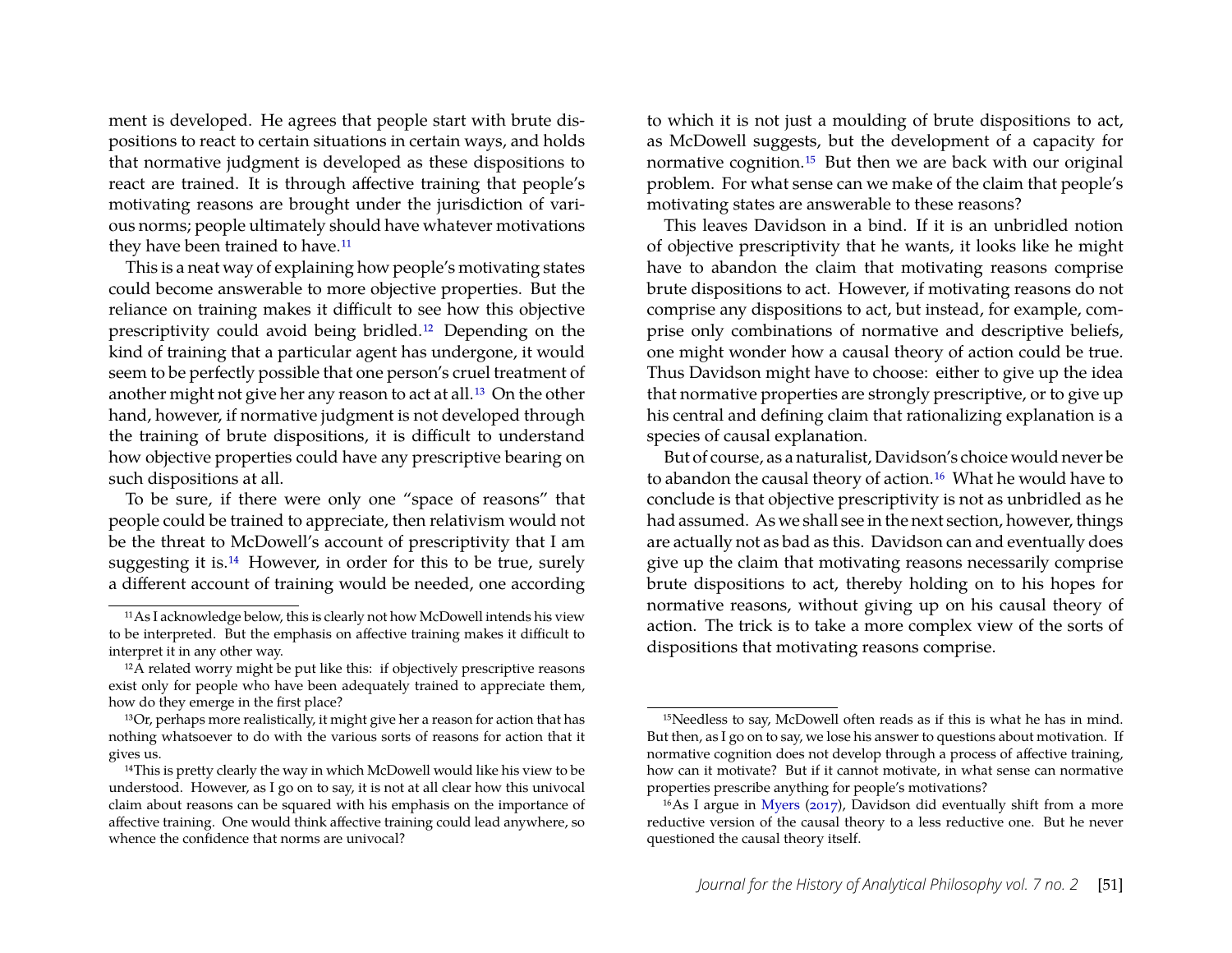ment is developed. He agrees that people start with brute dispositions to react to certain situations in certain ways, and holds that normative judgment is developed as these dispositions to react are trained. It is through affective training that people's motivating reasons are brought under the jurisdiction of various norms; people ultimately should have whatever motivations they have been trained to have.[11]

This is a neat way of explaining how people's motivating states could become answerable to more objective properties. But the reliance on training makes it difficult to see how this objective prescriptivity could avoid being bridled.[12] Depending on the kind of training that a particular agent has undergone, it would seem to be perfectly possible that one person's cruel treatment of another might not give her any reason to act at all.[13] On the other hand, however, if normative judgment is not developed through the training of brute dispositions, it is difficult to understand how objective properties could have any prescriptive bearing on such dispositions at all.

To be sure, if there were only one "space of reasons" that people could be trained to appreciate, then relativism would not be the threat to McDowell's account of prescriptivity that I am suggesting it is.[14] However, in order for this to be true, surely a different account of training would be needed, one according to which it is not just a moulding of brute dispositions to act, as McDowell suggests, but the development of a capacity for normative cognition.[15] But then we are back with our original problem. For what sense can we make of the claim that people's motivating states are answerable to these reasons?

This leaves Davidson in a bind. If it is an unbridled notion of objective prescriptivity that he wants, it looks like he might have to abandon the claim that motivating reasons comprise brute dispositions to act. However, if motivating reasons do not comprise any dispositions to act, but instead, for example, comprise only combinations of normative and descriptive beliefs, one might wonder how a causal theory of action could be true. Thus Davidson might have to choose: either to give up the idea that normative properties are strongly prescriptive, or to give up his central and defining claim that rationalizing explanation is a species of causal explanation.

But of course, as a naturalist, Davidson's choice would never be to abandon the causal theory of action.[16] What he would have to conclude is that objective prescriptivity is not as unbridled as he had assumed. As we shall see in the next section, however, things are actually not as bad as this. Davidson can and eventually does give up the claim that motivating reasons necessarily comprise brute dispositions to act, thereby holding on to his hopes for normative reasons, without giving up on his causal theory of action. The trick is to take a more complex view of the sorts of dispositions that motivating reasons comprise.

---

[11] As I acknowledge below, this is clearly not how McDowell intends his view to be interpreted. But the emphasis on affective training makes it difficult to interpret it in any other way.

[12] A related worry might be put like this: if objectively prescriptive reasons exist only for people who have been adequately trained to appreciate them, how do they emerge in the first place?

[13] Or, perhaps more realistically, it might give her a reason for action that has nothing whatsoever to do with the various sorts of reasons for action that it gives us.

[14] This is pretty clearly the way in which McDowell would like his view to be understood. However, as I go on to say, it is not at all clear how this univocal claim about reasons can be squared with his emphasis on the importance of affective training. One would think affective training could lead anywhere, so whence the confidence that norms are univocal?

[15] Needless to say, McDowell often reads as if this is what he has in mind. But then, as I go on to say, we lose his answer to questions about motivation. If normative cognition does not develop through a process of affective training, how can it motivate? But if it cannot motivate, in what sense can normative properties prescribe anything for people's motivations?

[16] As I argue in Myers (2017), Davidson did eventually shift from a more reductive version of the causal theory to a less reductive one. But he never questioned the causal theory itself.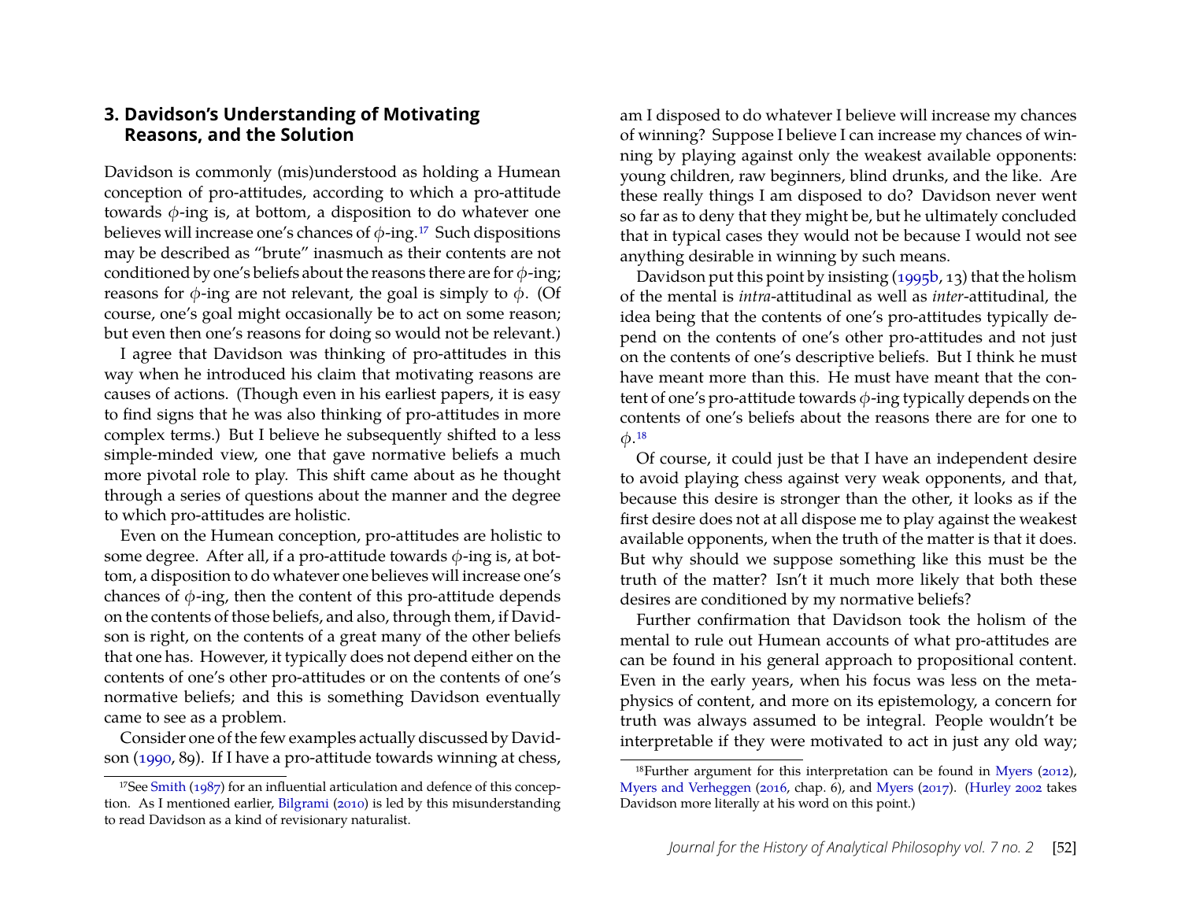## 3. Davidson's Understanding of Motivating Reasons, and the Solution

Davidson is commonly (mis)understood as holding a Humean conception of pro-attitudes, according to which a pro-attitude towards $\phi$-ing is, at bottom, a disposition to do whatever one believes will increase one's chances of $\phi$-ing.[17] Such dispositions may be described as "brute" inasmuch as their contents are not conditioned by one's beliefs about the reasons there are for $\phi$-ing; reasons for $\phi$-ing are not relevant, the goal is simply to $\phi$. (Of course, one's goal might occasionally be to act on some reason; but even then one's reasons for doing so would not be relevant.)

I agree that Davidson was thinking of pro-attitudes in this way when he introduced his claim that motivating reasons are causes of actions. (Though even in his earliest papers, it is easy to find signs that he was also thinking of pro-attitudes in more complex terms.) But I believe he subsequently shifted to a less simple-minded view, one that gave normative beliefs a much more pivotal role to play. This shift came about as he thought through a series of questions about the manner and the degree to which pro-attitudes are holistic.

Even on the Humean conception, pro-attitudes are holistic to some degree. After all, if a pro-attitude towards $\phi$-ing is, at bottom, a disposition to do whatever one believes will increase one's chances of $\phi$-ing, then the content of this pro-attitude depends on the contents of those beliefs, and also, through them, if Davidson is right, on the contents of a great many of the other beliefs that one has. However, it typically does not depend either on the contents of one's other pro-attitudes or on the contents of one's normative beliefs; and this is something Davidson eventually came to see as a problem.

Consider one of the few examples actually discussed by Davidson (1990, 89). If I have a pro-attitude towards winning at chess, am I disposed to do whatever I believe will increase my chances of winning? Suppose I believe I can increase my chances of winning by playing against only the weakest available opponents: young children, raw beginners, blind drunks, and the like. Are these really things I am disposed to do? Davidson never went so far as to deny that they might be, but he ultimately concluded that in typical cases they would not be because I would not see anything desirable in winning by such means.

Davidson put this point by insisting (1995b, 13) that the holism of the mental is *intra*-attitudinal as well as *inter*-attitudinal, the idea being that the contents of one's pro-attitudes typically depend on the contents of one's other pro-attitudes and not just on the contents of one's descriptive beliefs. But I think he must have meant more than this. He must have meant that the content of one's pro-attitude towards $\phi$-ing typically depends on the contents of one's beliefs about the reasons there are for one to $\phi$.[18]

Of course, it could just be that I have an independent desire to avoid playing chess against very weak opponents, and that, because this desire is stronger than the other, it looks as if the first desire does not at all dispose me to play against the weakest available opponents, when the truth of the matter is that it does. But why should we suppose something like this must be the truth of the matter? Isn't it much more likely that both these desires are conditioned by my normative beliefs?

Further confirmation that Davidson took the holism of the mental to rule out Humean accounts of what pro-attitudes are can be found in his general approach to propositional content. Even in the early years, when his focus was less on the metaphysics of content, and more on its epistemology, a concern for truth was always assumed to be integral. People wouldn't be interpretable if they were motivated to act in just any old way;

[17] See Smith (1987) for an influential articulation and defence of this conception. As I mentioned earlier, Bilgrami (2010) is led by this misunderstanding to read Davidson as a kind of revisionary naturalist.

[18] Further argument for this interpretation can be found in Myers (2012), Myers and Verheggen (2016, chap. 6), and Myers (2017). (Hurley 2002 takes Davidson more literally at his word on this point.)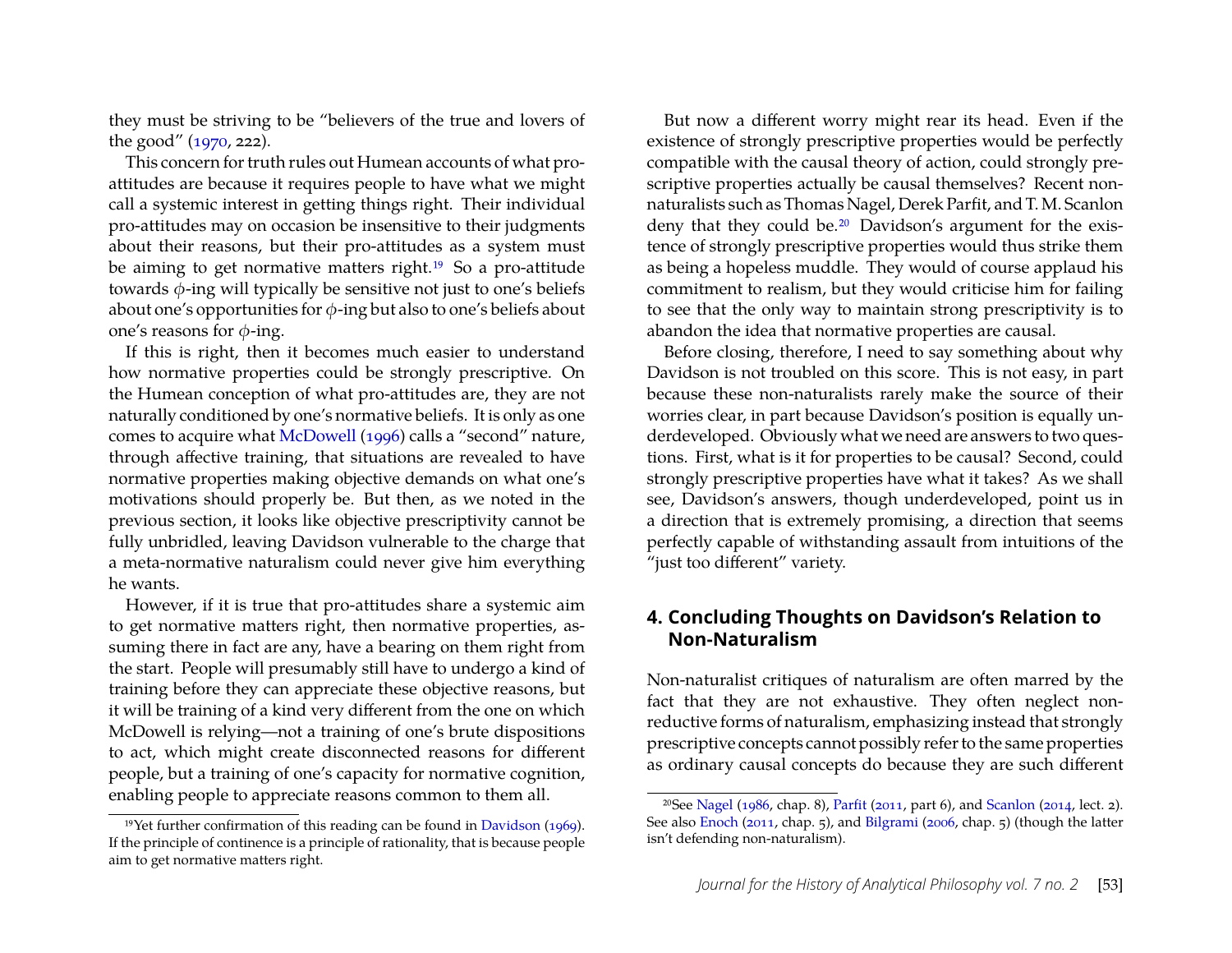they must be striving to be "believers of the true and lovers of the good" (1970, 222).

This concern for truth rules out Humean accounts of what pro-attitudes are because it requires people to have what we might call a systemic interest in getting things right. Their individual pro-attitudes may on occasion be insensitive to their judgments about their reasons, but their pro-attitudes as a system must be aiming to get normative matters right.[19] So a pro-attitude towards $\phi$-ing will typically be sensitive not just to one's beliefs about one's opportunities for $\phi$-ing but also to one's beliefs about one's reasons for $\phi$-ing.

If this is right, then it becomes much easier to understand how normative properties could be strongly prescriptive. On the Humean conception of what pro-attitudes are, they are not naturally conditioned by one's normative beliefs. It is only as one comes to acquire what McDowell (1996) calls a "second" nature, through affective training, that situations are revealed to have normative properties making objective demands on what one's motivations should properly be. But then, as we noted in the previous section, it looks like objective prescriptivity cannot be fully unbridled, leaving Davidson vulnerable to the charge that a meta-normative naturalism could never give him everything he wants.

However, if it is true that pro-attitudes share a systemic aim to get normative matters right, then normative properties, assuming there in fact are any, have a bearing on them right from the start. People will presumably still have to undergo a kind of training before they can appreciate these objective reasons, but it will be training of a kind very different from the one on which McDowell is relying—not a training of one's brute dispositions to act, which might create disconnected reasons for different people, but a training of one's capacity for normative cognition, enabling people to appreciate reasons common to them all.

But now a different worry might rear its head. Even if the existence of strongly prescriptive properties would be perfectly compatible with the causal theory of action, could strongly prescriptive properties actually be causal themselves? Recent non-naturalists such as Thomas Nagel, Derek Parfit, and T. M. Scanlon deny that they could be.[20] Davidson's argument for the existence of strongly prescriptive properties would thus strike them as being a hopeless muddle. They would of course applaud his commitment to realism, but they would criticise him for failing to see that the only way to maintain strong prescriptivity is to abandon the idea that normative properties are causal.

Before closing, therefore, I need to say something about why Davidson is not troubled on this score. This is not easy, in part because these non-naturalists rarely make the source of their worries clear, in part because Davidson's position is equally underdeveloped. Obviously what we need are answers to two questions. First, what is it for properties to be causal? Second, could strongly prescriptive properties have what it takes? As we shall see, Davidson's answers, though underdeveloped, point us in a direction that is extremely promising, a direction that seems perfectly capable of withstanding assault from intuitions of the "just too different" variety.

## 4. Concluding Thoughts on Davidson's Relation to Non-Naturalism

Non-naturalist critiques of naturalism are often marred by the fact that they are not exhaustive. They often neglect non-reductive forms of naturalism, emphasizing instead that strongly prescriptive concepts cannot possibly refer to the same properties as ordinary causal concepts do because they are such different

[19] Yet further confirmation of this reading can be found in Davidson (1969). If the principle of continence is a principle of rationality, that is because people aim to get normative matters right.

[20] See Nagel (1986, chap. 8), Parfit (2011, part 6), and Scanlon (2014, lect. 2). See also Enoch (2011, chap. 5), and Bilgrami (2006, chap. 5) (though the latter isn't defending non-naturalism).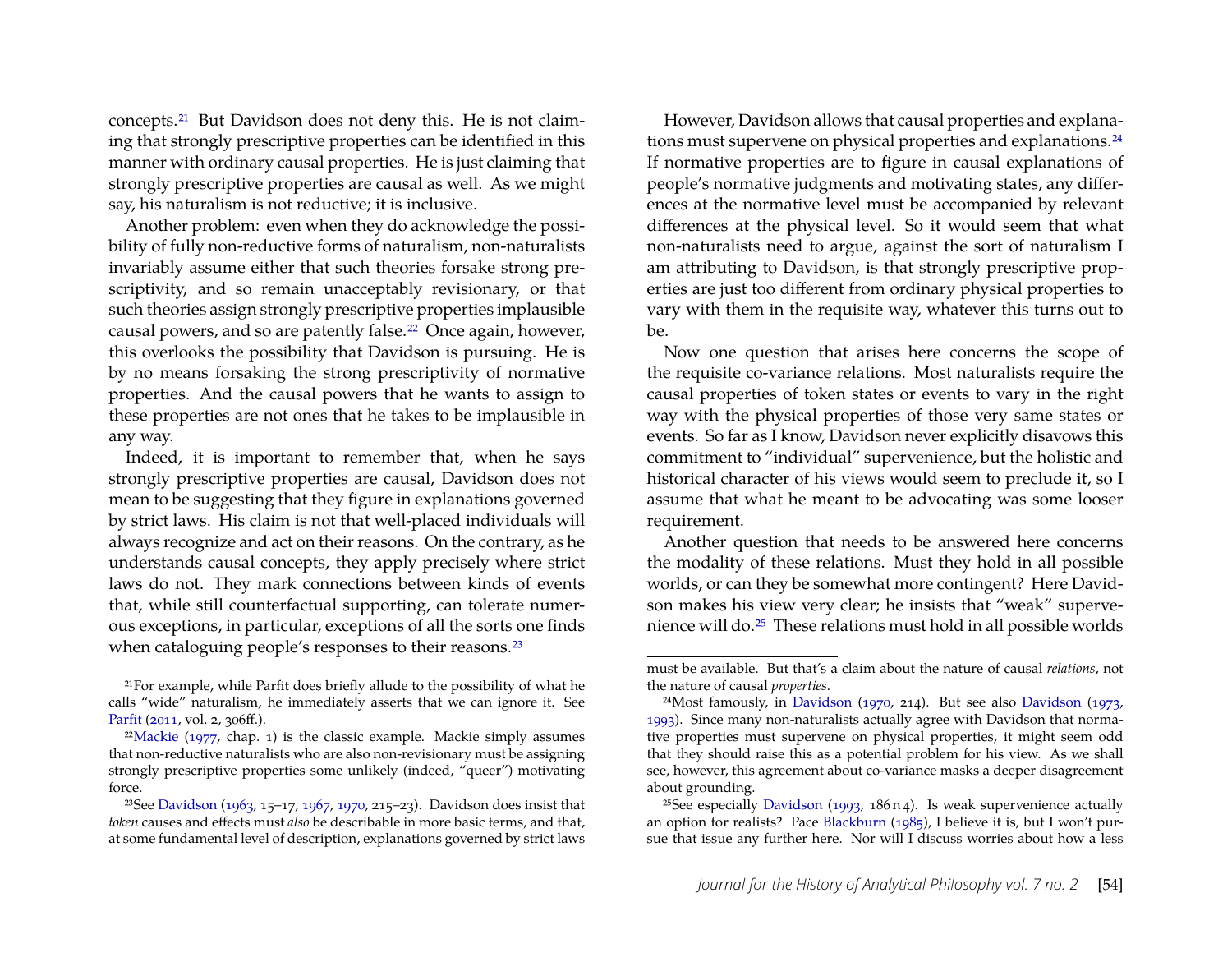concepts.[21] But Davidson does not deny this. He is not claiming that strongly prescriptive properties can be identified in this manner with ordinary causal properties. He is just claiming that strongly prescriptive properties are causal as well. As we might say, his naturalism is not reductive; it is inclusive.

Another problem: even when they do acknowledge the possibility of fully non-reductive forms of naturalism, non-naturalists invariably assume either that such theories forsake strong prescriptivity, and so remain unacceptably revisionary, or that such theories assign strongly prescriptive properties implausible causal powers, and so are patently false.[22] Once again, however, this overlooks the possibility that Davidson is pursuing. He is by no means forsaking the strong prescriptivity of normative properties. And the causal powers that he wants to assign to these properties are not ones that he takes to be implausible in any way.

Indeed, it is important to remember that, when he says strongly prescriptive properties are causal, Davidson does not mean to be suggesting that they figure in explanations governed by strict laws. His claim is not that well-placed individuals will always recognize and act on their reasons. On the contrary, as he understands causal concepts, they apply precisely where strict laws do not. They mark connections between kinds of events that, while still counterfactual supporting, can tolerate numerous exceptions, in particular, exceptions of all the sorts one finds when cataloguing people's responses to their reasons.[23]

However, Davidson allows that causal properties and explanations must supervene on physical properties and explanations.[24] If normative properties are to figure in causal explanations of people's normative judgments and motivating states, any differences at the normative level must be accompanied by relevant differences at the physical level. So it would seem that what non-naturalists need to argue, against the sort of naturalism I am attributing to Davidson, is that strongly prescriptive properties are just too different from ordinary physical properties to vary with them in the requisite way, whatever this turns out to be.

Now one question that arises here concerns the scope of the requisite co-variance relations. Most naturalists require the causal properties of token states or events to vary in the right way with the physical properties of those very same states or events. So far as I know, Davidson never explicitly disavows this commitment to "individual" supervenience, but the holistic and historical character of his views would seem to preclude it, so I assume that what he meant to be advocating was some looser requirement.

Another question that needs to be answered here concerns the modality of these relations. Must they hold in all possible worlds, or can they be somewhat more contingent? Here Davidson makes his view very clear; he insists that "weak" supervenience will do.[25] These relations must hold in all possible worlds

---

[21] For example, while Parfit does briefly allude to the possibility of what he calls "wide" naturalism, he immediately asserts that we can ignore it. See Parfit (2011, vol. 2, 306ff.).

[22] Mackie (1977, chap. 1) is the classic example. Mackie simply assumes that non-reductive naturalists who are also non-revisionary must be assigning strongly prescriptive properties some unlikely (indeed, "queer") motivating force.

[23] See Davidson (1963, 15–17, 1967, 1970, 215–23). Davidson does insist that *token* causes and effects must *also* be describable in more basic terms, and that, at some fundamental level of description, explanations governed by strict laws must be available. But that's a claim about the nature of causal *relations*, not the nature of causal *properties*.

[24] Most famously, in Davidson (1970, 214). But see also Davidson (1973, 1993). Since many non-naturalists actually agree with Davidson that normative properties must supervene on physical properties, it might seem odd that they should raise this as a potential problem for his view. As we shall see, however, this agreement about co-variance masks a deeper disagreement about grounding.

[25] See especially Davidson (1993, 186 n 4). Is weak supervenience actually an option for realists? Pace Blackburn (1985), I believe it is, but I won't pursue that issue any further here. Nor will I discuss worries about how a less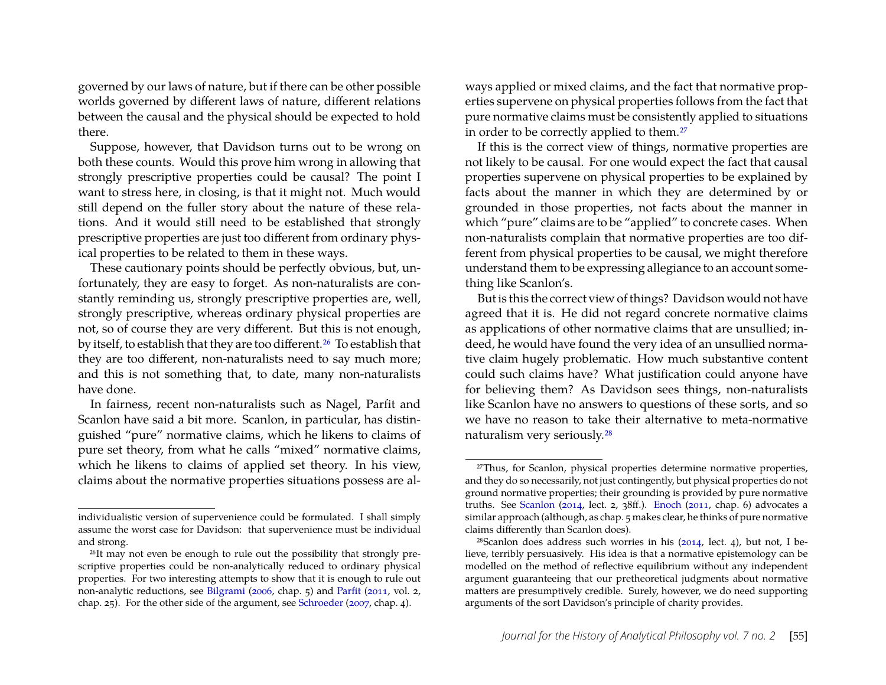governed by our laws of nature, but if there can be other possible worlds governed by different laws of nature, different relations between the causal and the physical should be expected to hold there.

Suppose, however, that Davidson turns out to be wrong on both these counts. Would this prove him wrong in allowing that strongly prescriptive properties could be causal? The point I want to stress here, in closing, is that it might not. Much would still depend on the fuller story about the nature of these relations. And it would still need to be established that strongly prescriptive properties are just too different from ordinary physical properties to be related to them in these ways.

These cautionary points should be perfectly obvious, but, unfortunately, they are easy to forget. As non-naturalists are constantly reminding us, strongly prescriptive properties are, well, strongly prescriptive, whereas ordinary physical properties are not, so of course they are very different. But this is not enough, by itself, to establish that they are too different.[26] To establish that they are too different, non-naturalists need to say much more; and this is not something that, to date, many non-naturalists have done.

In fairness, recent non-naturalists such as Nagel, Parfit and Scanlon have said a bit more. Scanlon, in particular, has distinguished "pure" normative claims, which he likens to claims of pure set theory, from what he calls "mixed" normative claims, which he likens to claims of applied set theory. In his view, claims about the normative properties situations possess are always applied or mixed claims, and the fact that normative properties supervene on physical properties follows from the fact that pure normative claims must be consistently applied to situations in order to be correctly applied to them.[27]

If this is the correct view of things, normative properties are not likely to be causal. For one would expect the fact that causal properties supervene on physical properties to be explained by facts about the manner in which they are determined by or grounded in those properties, not facts about the manner in which "pure" claims are to be "applied" to concrete cases. When non-naturalists complain that normative properties are too different from physical properties to be causal, we might therefore understand them to be expressing allegiance to an account something like Scanlon's.

But is this the correct view of things? Davidson would not have agreed that it is. He did not regard concrete normative claims as applications of other normative claims that are unsullied; indeed, he would have found the very idea of an unsullied normative claim hugely problematic. How much substantive content could such claims have? What justification could anyone have for believing them? As Davidson sees things, non-naturalists like Scanlon have no answers to questions of these sorts, and so we have no reason to take their alternative to meta-normative naturalism very seriously.[28]

---

individualistic version of supervenience could be formulated. I shall simply assume the worst case for Davidson: that supervenience must be individual and strong.

[26] It may not even be enough to rule out the possibility that strongly prescriptive properties could be non-analytically reduced to ordinary physical properties. For two interesting attempts to show that it is enough to rule out non-analytic reductions, see Bilgrami (2006, chap. 5) and Parfit (2011, vol. 2, chap. 25). For the other side of the argument, see Schroeder (2007, chap. 4).

[27] Thus, for Scanlon, physical properties determine normative properties, and they do so necessarily, not just contingently, but physical properties do not ground normative properties; their grounding is provided by pure normative truths. See Scanlon (2014, lect. 2, 38ff.). Enoch (2011, chap. 6) advocates a similar approach (although, as chap. 5 makes clear, he thinks of pure normative claims differently than Scanlon does).

[28] Scanlon does address such worries in his (2014, lect. 4), but not, I believe, terribly persuasively. His idea is that a normative epistemology can be modelled on the method of reflective equilibrium without any independent argument guaranteeing that our pretheoretical judgments about normative matters are presumptively credible. Surely, however, we do need supporting arguments of the sort Davidson's principle of charity provides.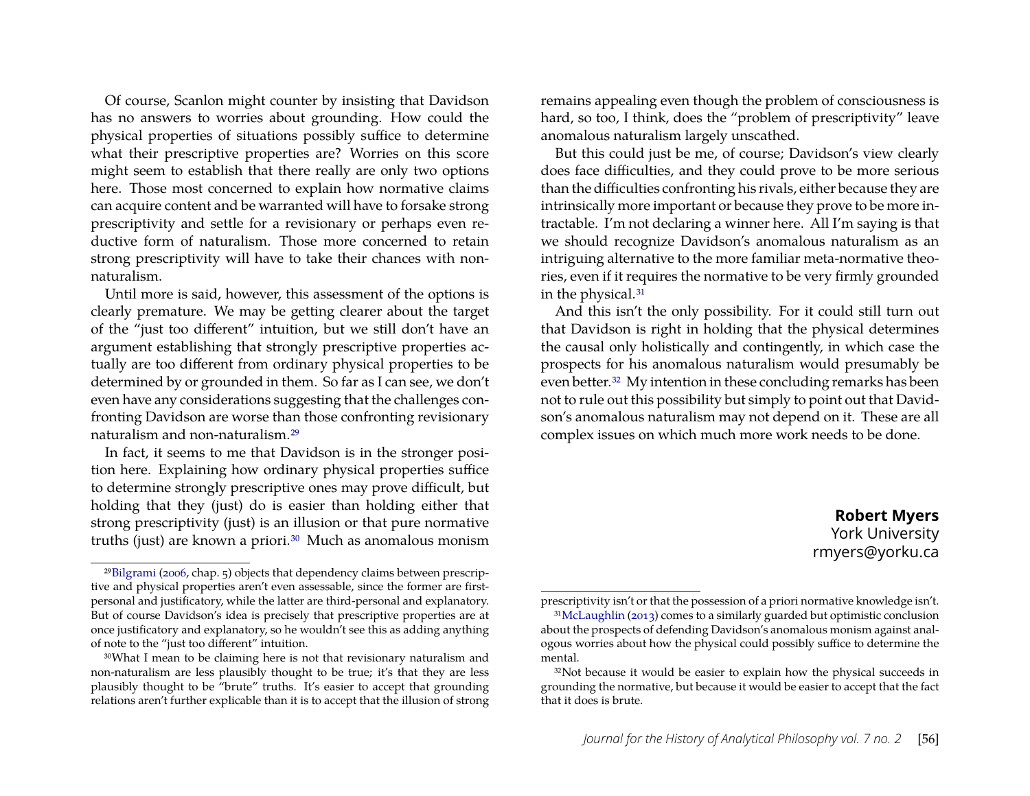Of course, Scanlon might counter by insisting that Davidson has no answers to worries about grounding. How could the physical properties of situations possibly suffice to determine what their prescriptive properties are? Worries on this score might seem to establish that there really are only two options here. Those most concerned to explain how normative claims can acquire content and be warranted will have to forsake strong prescriptivity and settle for a revisionary or perhaps even reductive form of naturalism. Those more concerned to retain strong prescriptivity will have to take their chances with non-naturalism.

Until more is said, however, this assessment of the options is clearly premature. We may be getting clearer about the target of the "just too different" intuition, but we still don't have an argument establishing that strongly prescriptive properties actually are too different from ordinary physical properties to be determined by or grounded in them. So far as I can see, we don't even have any considerations suggesting that the challenges confronting Davidson are worse than those confronting revisionary naturalism and non-naturalism.[29]

In fact, it seems to me that Davidson is in the stronger position here. Explaining how ordinary physical properties suffice to determine strongly prescriptive ones may prove difficult, but holding that they (just) do is easier than holding either that strong prescriptivity (just) is an illusion or that pure normative truths (just) are known a priori.[30] Much as anomalous monism remains appealing even though the problem of consciousness is hard, so too, I think, does the "problem of prescriptivity" leave anomalous naturalism largely unscathed.

But this could just be me, of course; Davidson's view clearly does face difficulties, and they could prove to be more serious than the difficulties confronting his rivals, either because they are intrinsically more important or because they prove to be more intractable. I'm not declaring a winner here. All I'm saying is that we should recognize Davidson's anomalous naturalism as an intriguing alternative to the more familiar meta-normative theories, even if it requires the normative to be very firmly grounded in the physical.[31]

And this isn't the only possibility. For it could still turn out that Davidson is right in holding that the physical determines the causal only holistically and contingently, in which case the prospects for his anomalous naturalism would presumably be even better.[32] My intention in these concluding remarks has been not to rule out this possibility but simply to point out that Davidson's anomalous naturalism may not depend on it. These are all complex issues on which much more work needs to be done.

**Robert Myers**
York University
rmyers@yorku.ca

---

[29] Bilgrami (2006, chap. 5) objects that dependency claims between prescriptive and physical properties aren't even assessable, since the former are first-personal and justificatory, while the latter are third-personal and explanatory. But of course Davidson's idea is precisely that prescriptive properties are at once justificatory and explanatory, so he wouldn't see this as adding anything of note to the "just too different" intuition.

[30] What I mean to be claiming here is not that revisionary naturalism and non-naturalism are less plausibly thought to be true; it's that they are less plausibly thought to be "brute" truths. It's easier to accept that grounding relations aren't further explicable than it is to accept that the illusion of strong prescriptivity isn't or that the possession of a priori normative knowledge isn't.

[31] McLaughlin (2013) comes to a similarly guarded but optimistic conclusion about the prospects of defending Davidson's anomalous monism against analogous worries about how the physical could possibly suffice to determine the mental.

[32] Not because it would be easier to explain how the physical succeeds in grounding the normative, but because it would be easier to accept that the fact that it does is brute.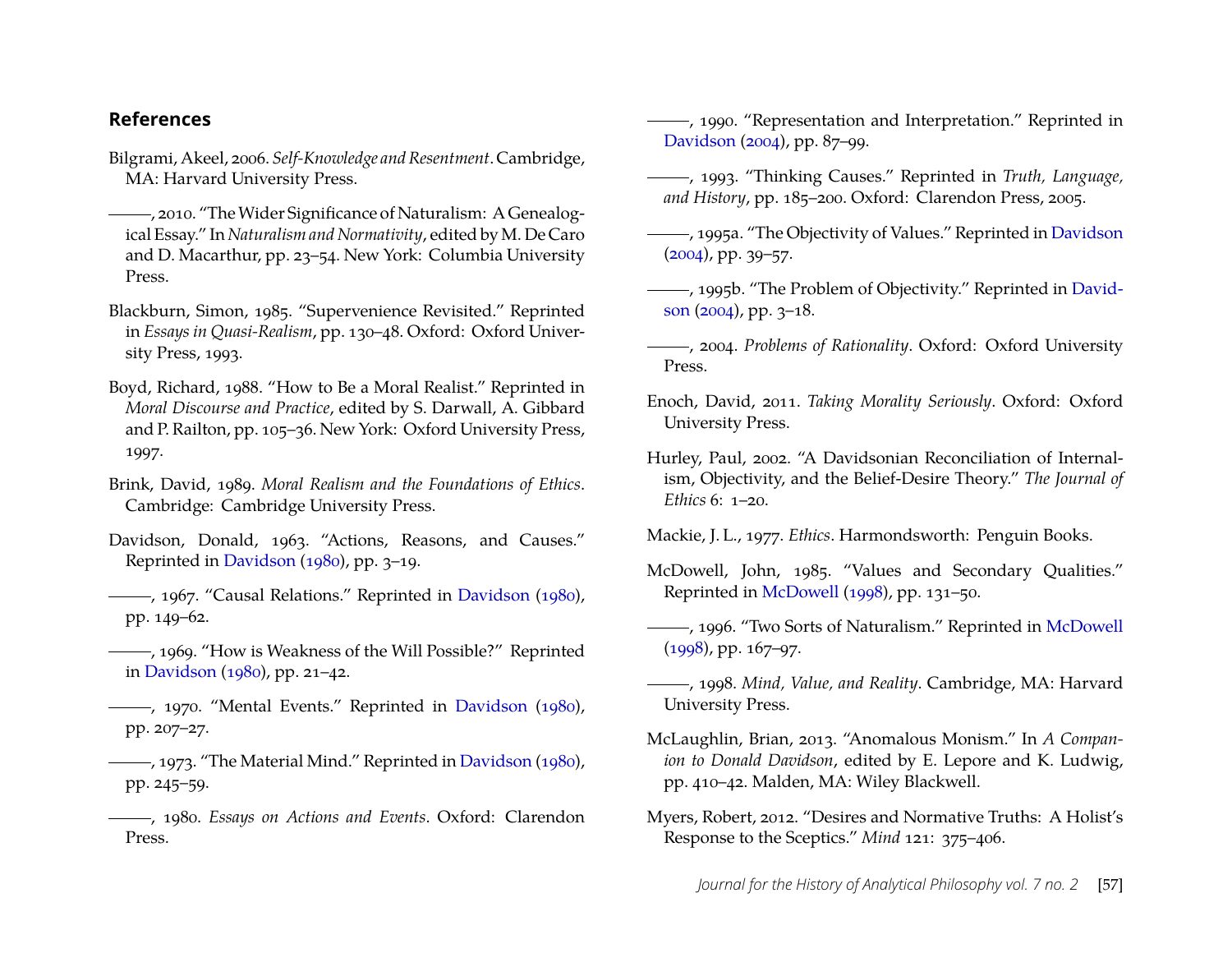## References

Bilgrami, Akeel, 2006. *Self-Knowledge and Resentment*. Cambridge, MA: Harvard University Press.

———, 2010. "The Wider Significance of Naturalism: A Genealogical Essay." In *Naturalism and Normativity*, edited by M. De Caro and D. Macarthur, pp. 23–54. New York: Columbia University Press.

Blackburn, Simon, 1985. "Supervenience Revisited." Reprinted in *Essays in Quasi-Realism*, pp. 130–48. Oxford: Oxford University Press, 1993.

Boyd, Richard, 1988. "How to Be a Moral Realist." Reprinted in *Moral Discourse and Practice*, edited by S. Darwall, A. Gibbard and P. Railton, pp. 105–36. New York: Oxford University Press, 1997.

Brink, David, 1989. *Moral Realism and the Foundations of Ethics*. Cambridge: Cambridge University Press.

Davidson, Donald, 1963. "Actions, Reasons, and Causes." Reprinted in Davidson (1980), pp. 3–19.

———, 1967. "Causal Relations." Reprinted in Davidson (1980), pp. 149–62.

———, 1969. "How is Weakness of the Will Possible?" Reprinted in Davidson (1980), pp. 21–42.

———, 1970. "Mental Events." Reprinted in Davidson (1980), pp. 207–27.

———, 1973. "The Material Mind." Reprinted in Davidson (1980), pp. 245–59.

———, 1980. *Essays on Actions and Events*. Oxford: Clarendon Press.

———, 1990. "Representation and Interpretation." Reprinted in Davidson (2004), pp. 87–99.

———, 1993. "Thinking Causes." Reprinted in *Truth, Language, and History*, pp. 185–200. Oxford: Clarendon Press, 2005.

———, 1995a. "The Objectivity of Values." Reprinted in Davidson (2004), pp. 39–57.

———, 1995b. "The Problem of Objectivity." Reprinted in Davidson (2004), pp. 3–18.

———, 2004. *Problems of Rationality*. Oxford: Oxford University Press.

Enoch, David, 2011. *Taking Morality Seriously*. Oxford: Oxford University Press.

Hurley, Paul, 2002. "A Davidsonian Reconciliation of Internalism, Objectivity, and the Belief-Desire Theory." *The Journal of Ethics* 6: 1–20.

Mackie, J. L., 1977. *Ethics*. Harmondsworth: Penguin Books.

McDowell, John, 1985. "Values and Secondary Qualities." Reprinted in McDowell (1998), pp. 131–50.

———, 1996. "Two Sorts of Naturalism." Reprinted in McDowell (1998), pp. 167–97.

———, 1998. *Mind, Value, and Reality*. Cambridge, MA: Harvard University Press.

McLaughlin, Brian, 2013. "Anomalous Monism." In *A Companion to Donald Davidson*, edited by E. Lepore and K. Ludwig, pp. 410–42. Malden, MA: Wiley Blackwell.

Myers, Robert, 2012. "Desires and Normative Truths: A Holist's Response to the Sceptics." *Mind* 121: 375–406.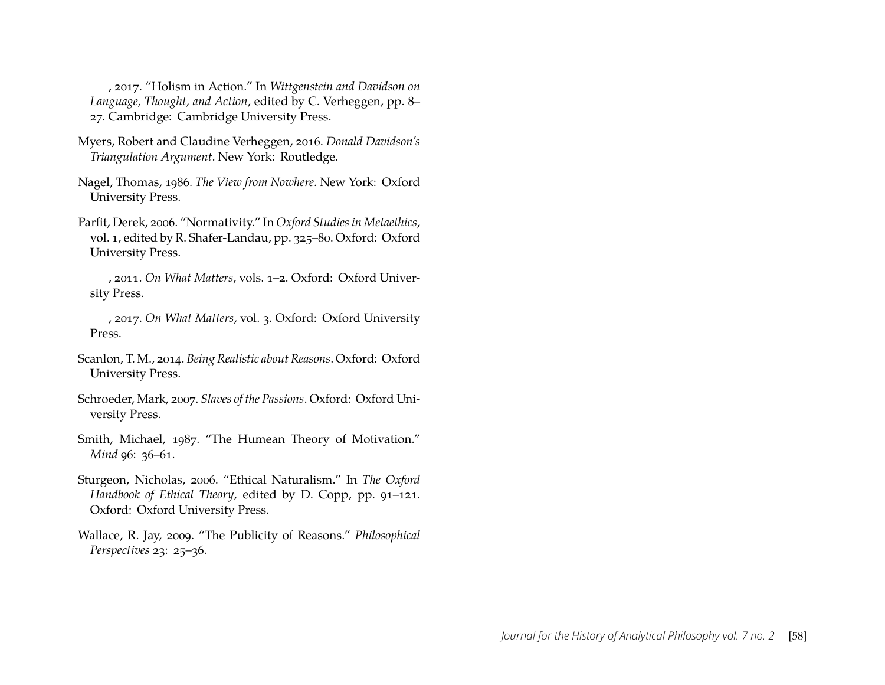———, 2017. "Holism in Action." In *Wittgenstein and Davidson on Language, Thought, and Action*, edited by C. Verheggen, pp. 8–27. Cambridge: Cambridge University Press.

Myers, Robert and Claudine Verheggen, 2016. *Donald Davidson's Triangulation Argument*. New York: Routledge.

Nagel, Thomas, 1986. *The View from Nowhere*. New York: Oxford University Press.

Parfit, Derek, 2006. "Normativity." In *Oxford Studies in Metaethics*, vol. 1, edited by R. Shafer-Landau, pp. 325–80. Oxford: Oxford University Press.

———, 2011. *On What Matters*, vols. 1–2. Oxford: Oxford University Press.

———, 2017. *On What Matters*, vol. 3. Oxford: Oxford University Press.

Scanlon, T. M., 2014. *Being Realistic about Reasons*. Oxford: Oxford University Press.

Schroeder, Mark, 2007. *Slaves of the Passions*. Oxford: Oxford University Press.

Smith, Michael, 1987. "The Humean Theory of Motivation." *Mind* 96: 36–61.

Sturgeon, Nicholas, 2006. "Ethical Naturalism." In *The Oxford Handbook of Ethical Theory*, edited by D. Copp, pp. 91–121. Oxford: Oxford University Press.

Wallace, R. Jay, 2009. "The Publicity of Reasons." *Philosophical Perspectives* 23: 25–36.